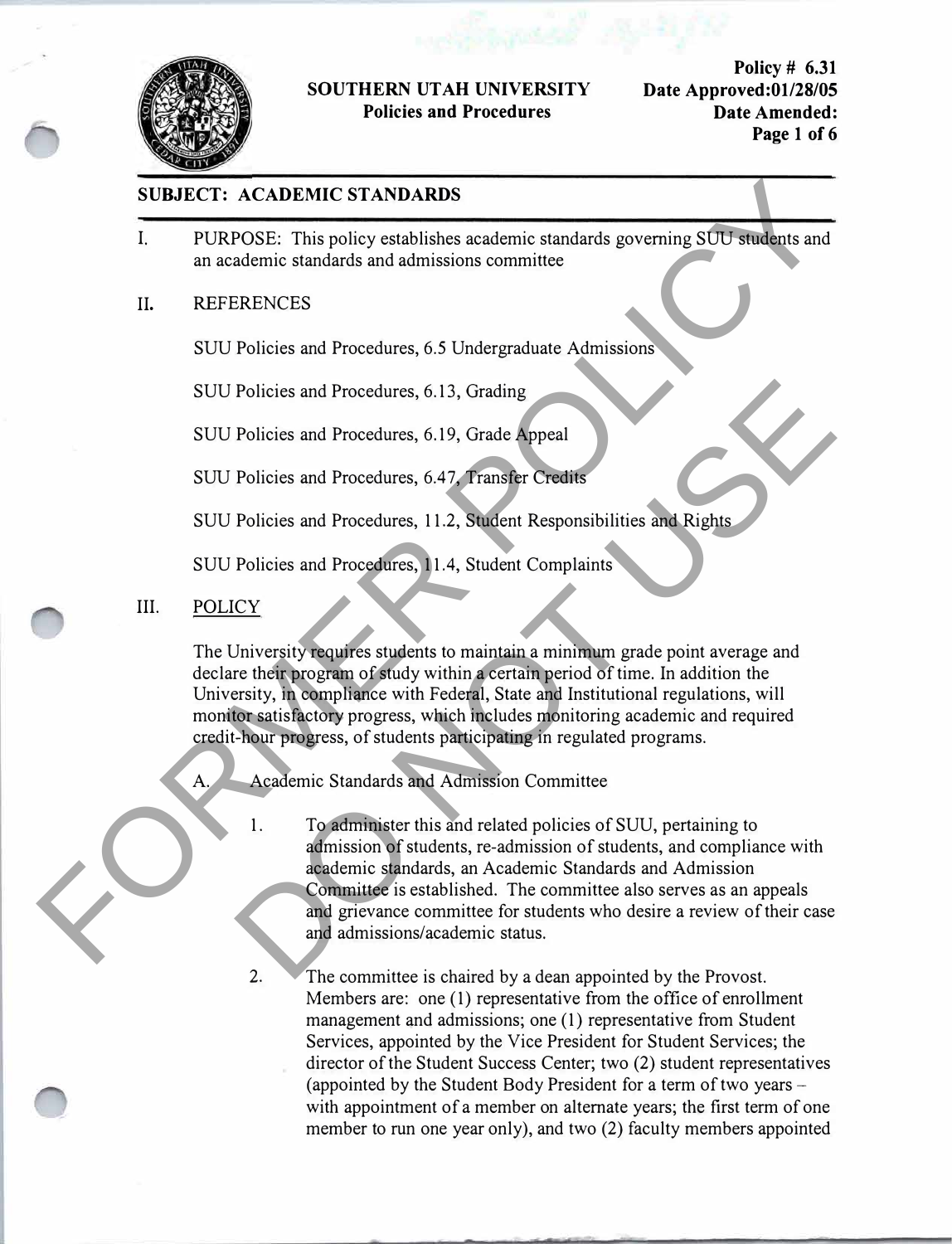**SOUTHERN UTAH UNIVERSITY**
**Policies and Procedures**

**Policy # 6.31**
**Date Approved: 01/28/05**
**Date Amended:**

## SUBJECT: ACADEMIC STANDARDS

I. PURPOSE: This policy establishes academic standards governing SUU students and an academic standards and admissions committee

II. REFERENCES

SUU Policies and Procedures, 6.5 Undergraduate Admissions

SUU Policies and Procedures, 6.13, Grading

SUU Policies and Procedures, 6.19, Grade Appeal

SUU Policies and Procedures, 6.47, Transfer Credits

SUU Policies and Procedures, 11.2, Student Responsibilities and Rights

SUU Policies and Procedures, 11.4, Student Complaints

III. POLICY

The University requires students to maintain a minimum grade point average and declare their program of study within a certain period of time. In addition the University, in compliance with Federal, State and Institutional regulations, will monitor satisfactory progress, which includes monitoring academic and required credit-hour progress, of students participating in regulated programs.

A. Academic Standards and Admission Committee

1. To administer this and related policies of SUU, pertaining to admission of students, re-admission of students, and compliance with academic standards, an Academic Standards and Admission Committee is established. The committee also serves as an appeals and grievance committee for students who desire a review of their case and admissions/academic status.

2. The committee is chaired by a dean appointed by the Provost. Members are: one (1) representative from the office of enrollment management and admissions; one (1) representative from Student Services, appointed by the Vice President for Student Services; the director of the Student Success Center; two (2) student representatives (appointed by the Student Body President for a term of two years – with appointment of a member on alternate years; the first term of one member to run one year only), and two (2) faculty members appointed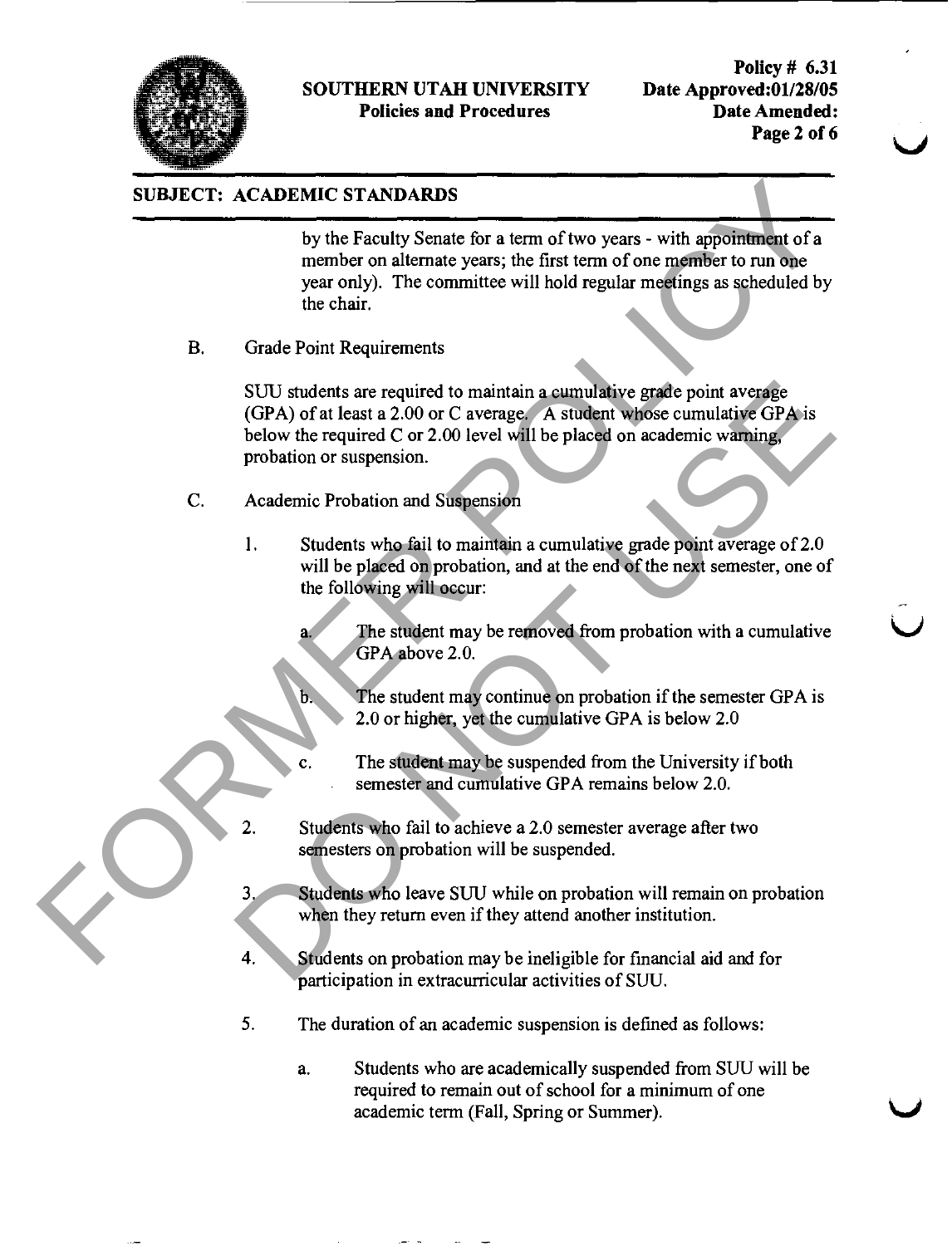## SUBJECT: ACADEMIC STANDARDS

by the Faculty Senate for a term of two years - with appointment of a member on alternate years; the first term of one member to run one year only). The committee will hold regular meetings as scheduled by the chair.

B. Grade Point Requirements

SUU students are required to maintain a cumulative grade point average (GPA) of at least a 2.00 or C average. A student whose cumulative GPA is below the required C or 2.00 level will be placed on academic warning, probation or suspension.

C. Academic Probation and Suspension

1. Students who fail to maintain a cumulative grade point average of 2.0 will be placed on probation, and at the end of the next semester, one of the following will occur:

    a. The student may be removed from probation with a cumulative GPA above 2.0.

    b. The student may continue on probation if the semester GPA is 2.0 or higher, yet the cumulative GPA is below 2.0

    c. The student may be suspended from the University if both semester and cumulative GPA remains below 2.0.

2. Students who fail to achieve a 2.0 semester average after two semesters on probation will be suspended.

3. Students who leave SUU while on probation will remain on probation when they return even if they attend another institution.

4. Students on probation may be ineligible for financial aid and for participation in extracurricular activities of SUU.

5. The duration of an academic suspension is defined as follows:

    a. Students who are academically suspended from SUU will be required to remain out of school for a minimum of one academic term (Fall, Spring or Summer).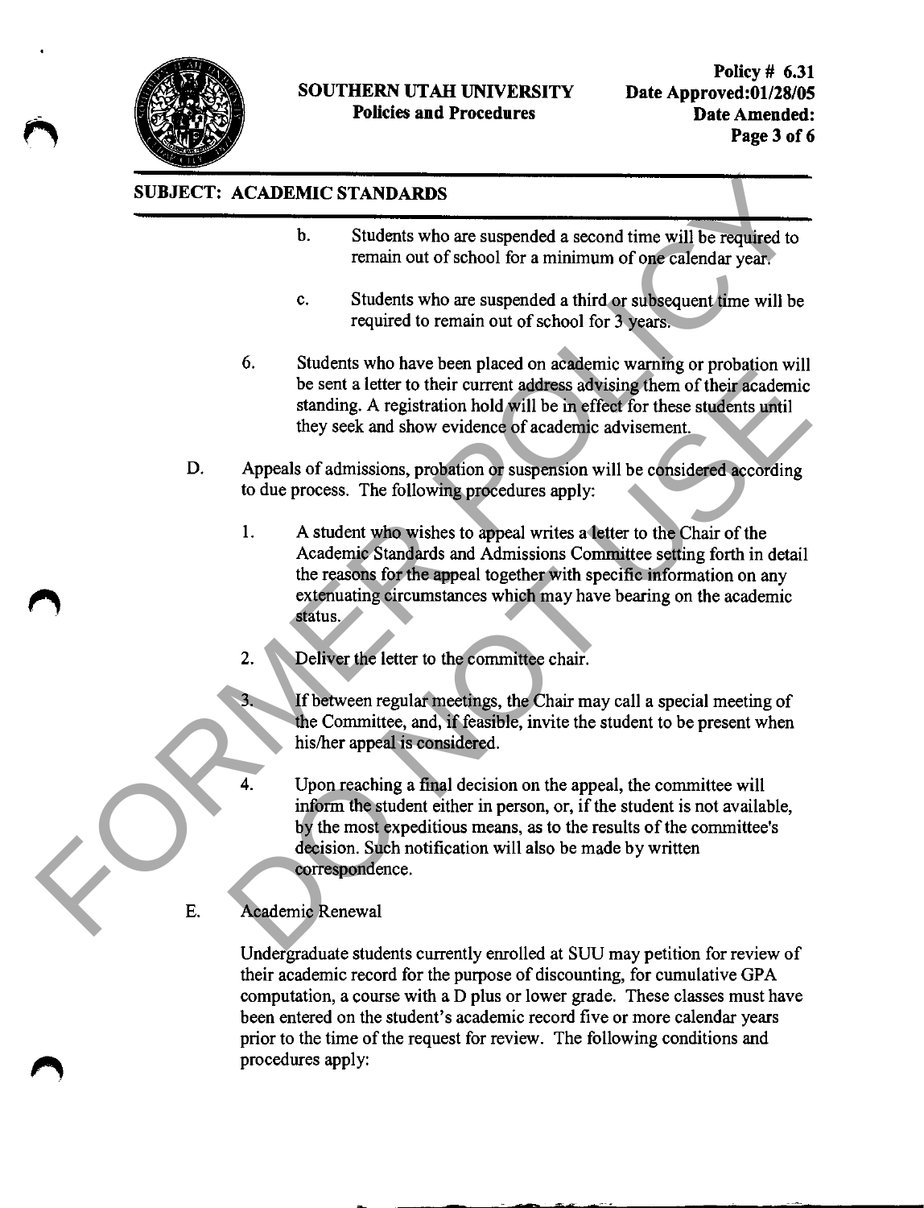**SUBJECT: ACADEMIC STANDARDS**

b. Students who are suspended a second time will be required to remain out of school for a minimum of one calendar year.

c. Students who are suspended a third or subsequent time will be required to remain out of school for 3 years.

6. Students who have been placed on academic warning or probation will be sent a letter to their current address advising them of their academic standing. A registration hold will be in effect for these students until they seek and show evidence of academic advisement.

D. Appeals of admissions, probation or suspension will be considered according to due process. The following procedures apply:

1. A student who wishes to appeal writes a letter to the Chair of the Academic Standards and Admissions Committee setting forth in detail the reasons for the appeal together with specific information on any extenuating circumstances which may have bearing on the academic status.

2. Deliver the letter to the committee chair.

3. If between regular meetings, the Chair may call a special meeting of the Committee, and, if feasible, invite the student to be present when his/her appeal is considered.

4. Upon reaching a final decision on the appeal, the committee will inform the student either in person, or, if the student is not available, by the most expeditious means, as to the results of the committee's decision. Such notification will also be made by written correspondence.

E. Academic Renewal

Undergraduate students currently enrolled at SUU may petition for review of their academic record for the purpose of discounting, for cumulative GPA computation, a course with a D plus or lower grade. These classes must have been entered on the student's academic record five or more calendar years prior to the time of the request for review. The following conditions and procedures apply: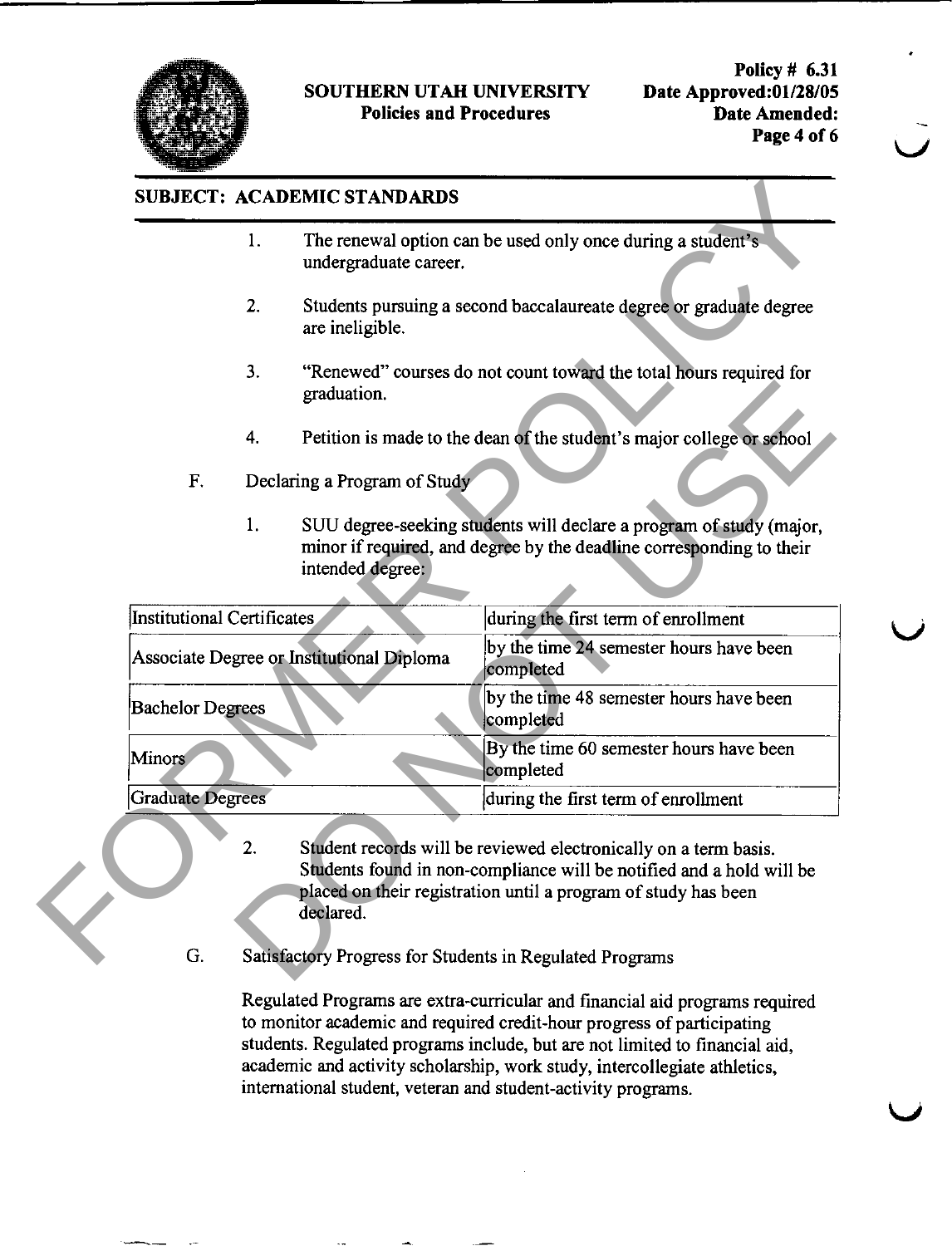## SUBJECT: ACADEMIC STANDARDS

1. The renewal option can be used only once during a student's undergraduate career.

2. Students pursuing a second baccalaureate degree or graduate degree are ineligible.

3. "Renewed" courses do not count toward the total hours required for graduation.

4. Petition is made to the dean of the student's major college or school

F. Declaring a Program of Study

1. SUU degree-seeking students will declare a program of study (major, minor if required, and degree by the deadline corresponding to their intended degree:

| | |
|---|---|
| Institutional Certificates | during the first term of enrollment |
| Associate Degree or Institutional Diploma | by the time 24 semester hours have been completed |
| Bachelor Degrees | by the time 48 semester hours have been completed |
| Minors | By the time 60 semester hours have been completed |
| Graduate Degrees | during the first term of enrollment |

2. Student records will be reviewed electronically on a term basis. Students found in non-compliance will be notified and a hold will be placed on their registration until a program of study has been declared.

G. Satisfactory Progress for Students in Regulated Programs

Regulated Programs are extra-curricular and financial aid programs required to monitor academic and required credit-hour progress of participating students. Regulated programs include, but are not limited to financial aid, academic and activity scholarship, work study, intercollegiate athletics, international student, veteran and student-activity programs.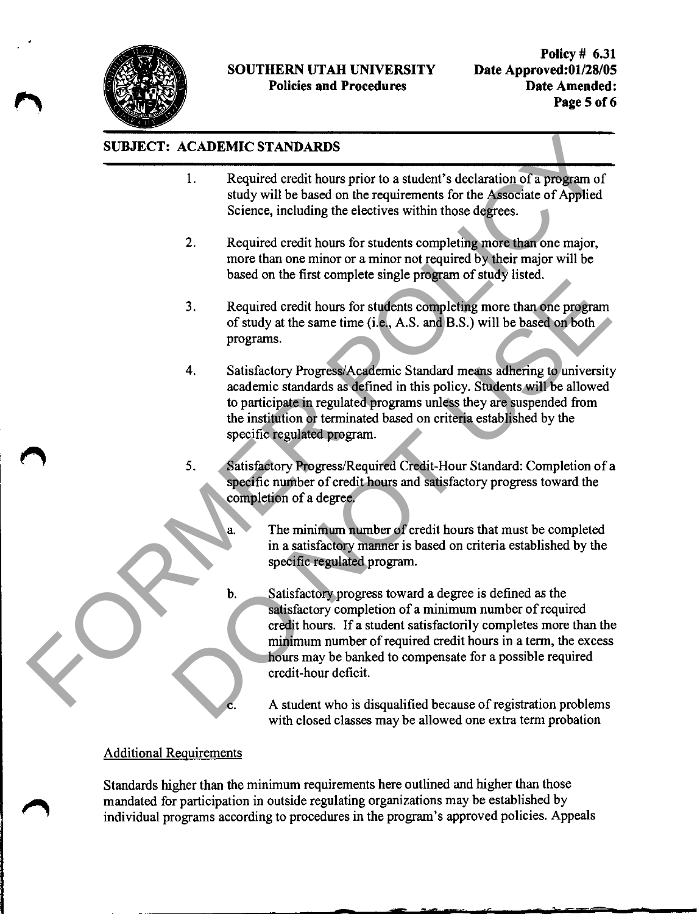## SUBJECT: ACADEMIC STANDARDS

1. Required credit hours prior to a student's declaration of a program of study will be based on the requirements for the Associate of Applied Science, including the electives within those degrees.

2. Required credit hours for students completing more than one major, more than one minor or a minor not required by their major will be based on the first complete single program of study listed.

3. Required credit hours for students completing more than one program of study at the same time (i.e., A.S. and B.S.) will be based on both programs.

4. Satisfactory Progress/Academic Standard means adhering to university academic standards as defined in this policy. Students will be allowed to participate in regulated programs unless they are suspended from the institution or terminated based on criteria established by the specific regulated program.

5. Satisfactory Progress/Required Credit-Hour Standard: Completion of a specific number of credit hours and satisfactory progress toward the completion of a degree.

   a. The minimum number of credit hours that must be completed in a satisfactory manner is based on criteria established by the specific regulated program.

   b. Satisfactory progress toward a degree is defined as the satisfactory completion of a minimum number of required credit hours. If a student satisfactorily completes more than the minimum number of required credit hours in a term, the excess hours may be banked to compensate for a possible required credit-hour deficit.

   c. A student who is disqualified because of registration problems with closed classes may be allowed one extra term probation

### Additional Requirements

Standards higher than the minimum requirements here outlined and higher than those mandated for participation in outside regulating organizations may be established by individual programs according to procedures in the program's approved policies. Appeals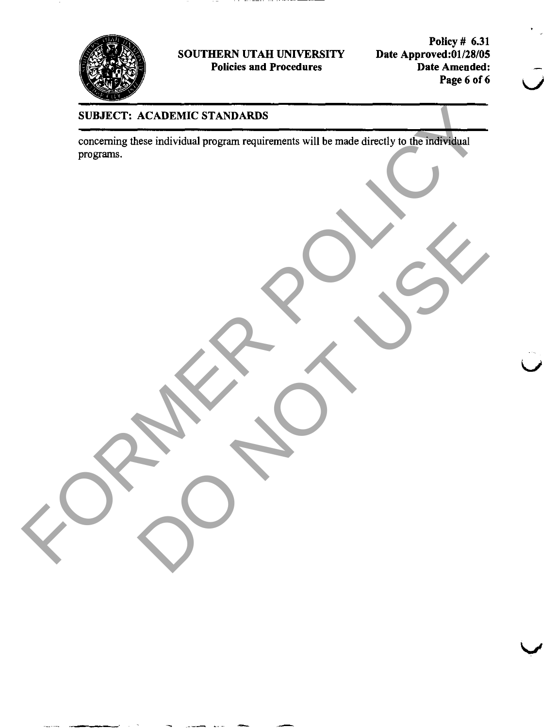concerning these individual program requirements will be made directly to the individual programs.